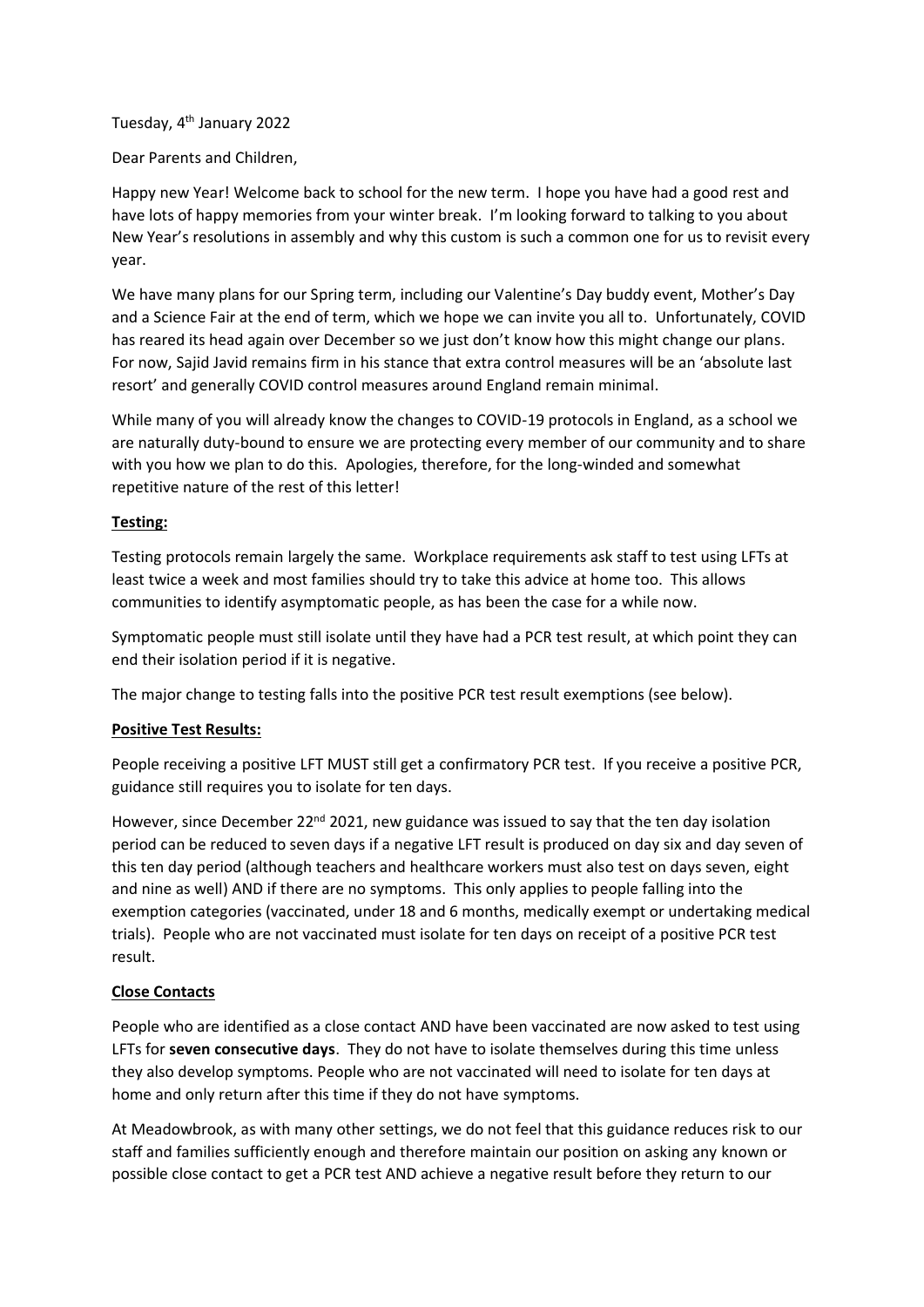Tuesday, 4th January 2022

Dear Parents and Children,

Happy new Year! Welcome back to school for the new term. I hope you have had a good rest and have lots of happy memories from your winter break. I'm looking forward to talking to you about New Year's resolutions in assembly and why this custom is such a common one for us to revisit every year.

We have many plans for our Spring term, including our Valentine's Day buddy event, Mother's Day and a Science Fair at the end of term, which we hope we can invite you all to. Unfortunately, COVID has reared its head again over December so we just don't know how this might change our plans. For now, Sajid Javid remains firm in his stance that extra control measures will be an 'absolute last resort' and generally COVID control measures around England remain minimal.

While many of you will already know the changes to COVID-19 protocols in England, as a school we are naturally duty-bound to ensure we are protecting every member of our community and to share with you how we plan to do this. Apologies, therefore, for the long-winded and somewhat repetitive nature of the rest of this letter!

**Testing:**

Testing protocols remain largely the same. Workplace requirements ask staff to test using LFTs at least twice a week and most families should try to take this advice at home too. This allows communities to identify asymptomatic people, as has been the case for a while now.

Symptomatic people must still isolate until they have had a PCR test result, at which point they can end their isolation period if it is negative.

The major change to testing falls into the positive PCR test result exemptions (see below).

**Positive Test Results:**

People receiving a positive LFT MUST still get a confirmatory PCR test. If you receive a positive PCR, guidance still requires you to isolate for ten days.

However, since December 22nd 2021, new guidance was issued to say that the ten day isolation period can be reduced to seven days if a negative LFT result is produced on day six and day seven of this ten day period (although teachers and healthcare workers must also test on days seven, eight and nine as well) AND if there are no symptoms. This only applies to people falling into the exemption categories (vaccinated, under 18 and 6 months, medically exempt or undertaking medical trials). People who are not vaccinated must isolate for ten days on receipt of a positive PCR test result.

**Close Contacts**

People who are identified as a close contact AND have been vaccinated are now asked to test using LFTs for **seven consecutive days**. They do not have to isolate themselves during this time unless they also develop symptoms. People who are not vaccinated will need to isolate for ten days at home and only return after this time if they do not have symptoms.

At Meadowbrook, as with many other settings, we do not feel that this guidance reduces risk to our staff and families sufficiently enough and therefore maintain our position on asking any known or possible close contact to get a PCR test AND achieve a negative result before they return to our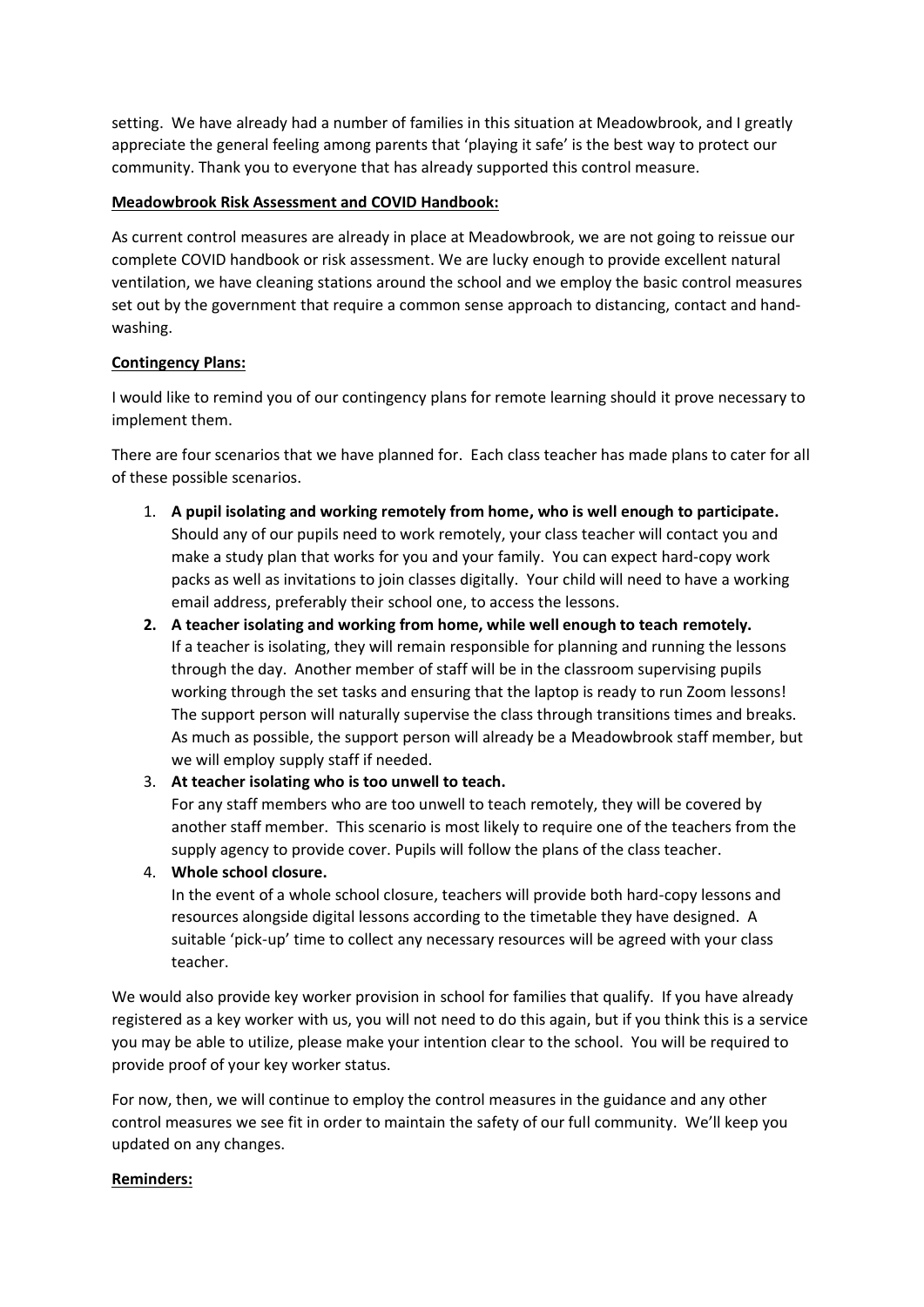setting. We have already had a number of families in this situation at Meadowbrook, and I greatly appreciate the general feeling among parents that 'playing it safe' is the best way to protect our community. Thank you to everyone that has already supported this control measure.

**Meadowbrook Risk Assessment and COVID Handbook:**

As current control measures are already in place at Meadowbrook, we are not going to reissue our complete COVID handbook or risk assessment. We are lucky enough to provide excellent natural ventilation, we have cleaning stations around the school and we employ the basic control measures set out by the government that require a common sense approach to distancing, contact and hand-washing.

**Contingency Plans:**

I would like to remind you of our contingency plans for remote learning should it prove necessary to implement them.

There are four scenarios that we have planned for. Each class teacher has made plans to cater for all of these possible scenarios.

1. **A pupil isolating and working remotely from home, who is well enough to participate.** Should any of our pupils need to work remotely, your class teacher will contact you and make a study plan that works for you and your family. You can expect hard-copy work packs as well as invitations to join classes digitally. Your child will need to have a working email address, preferably their school one, to access the lessons.
2. **A teacher isolating and working from home, while well enough to teach remotely.** If a teacher is isolating, they will remain responsible for planning and running the lessons through the day. Another member of staff will be in the classroom supervising pupils working through the set tasks and ensuring that the laptop is ready to run Zoom lessons! The support person will naturally supervise the class through transitions times and breaks. As much as possible, the support person will already be a Meadowbrook staff member, but we will employ supply staff if needed.
3. **At teacher isolating who is too unwell to teach.** For any staff members who are too unwell to teach remotely, they will be covered by another staff member. This scenario is most likely to require one of the teachers from the supply agency to provide cover. Pupils will follow the plans of the class teacher.
4. **Whole school closure.** In the event of a whole school closure, teachers will provide both hard-copy lessons and resources alongside digital lessons according to the timetable they have designed. A suitable 'pick-up' time to collect any necessary resources will be agreed with your class teacher.

We would also provide key worker provision in school for families that qualify. If you have already registered as a key worker with us, you will not need to do this again, but if you think this is a service you may be able to utilize, please make your intention clear to the school. You will be required to provide proof of your key worker status.

For now, then, we will continue to employ the control measures in the guidance and any other control measures we see fit in order to maintain the safety of our full community. We'll keep you updated on any changes.

**Reminders:**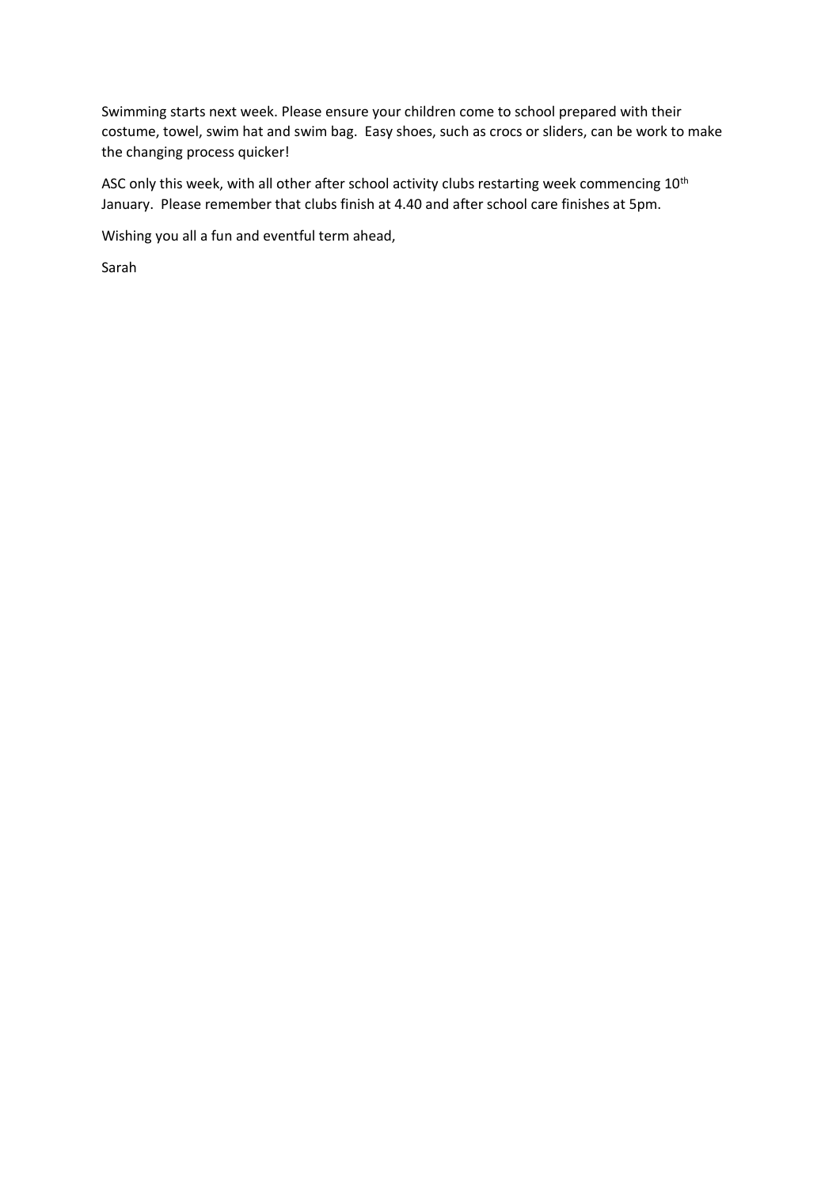Swimming starts next week. Please ensure your children come to school prepared with their costume, towel, swim hat and swim bag. Easy shoes, such as crocs or sliders, can be work to make the changing process quicker!

ASC only this week, with all other after school activity clubs restarting week commencing 10th January. Please remember that clubs finish at 4.40 and after school care finishes at 5pm.

Wishing you all a fun and eventful term ahead,

Sarah